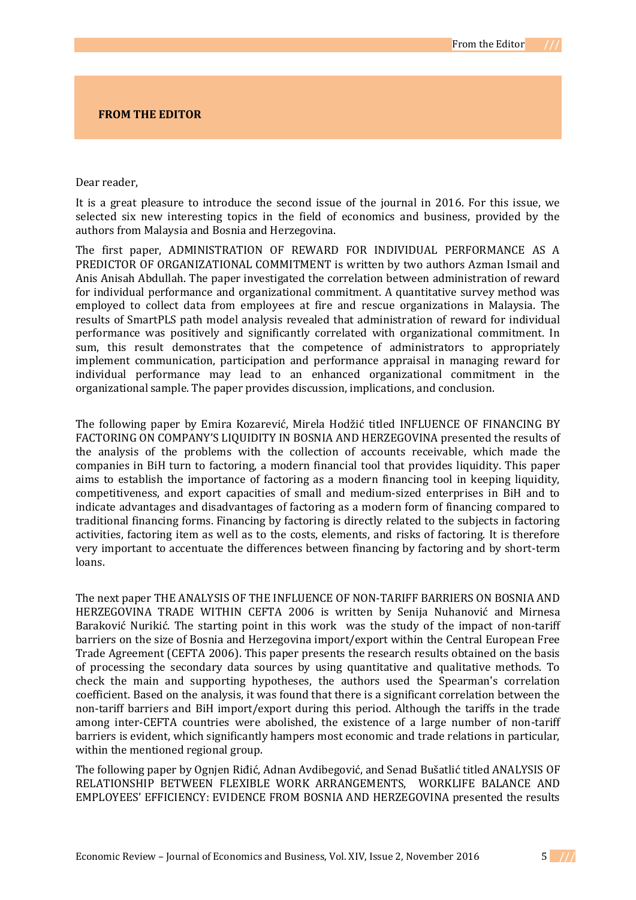# FROM THE EDITOR

Dear reader,

It is a great pleasure to introduce the second issue of the journal in 2016. For this issue, we selected six new interesting topics in the field of economics and business, provided by the authors from Malaysia and Bosnia and Herzegovina.

The first paper, ADMINISTRATION OF REWARD FOR INDIVIDUAL PERFORMANCE AS A PREDICTOR OF ORGANIZATIONAL COMMITMENT is written by two authors Azman Ismail and Anis Anisah Abdullah. The paper investigated the correlation between administration of reward for individual performance and organizational commitment. A quantitative survey method was employed to collect data from employees at fire and rescue organizations in Malaysia. The results of SmartPLS path model analysis revealed that administration of reward for individual performance was positively and significantly correlated with organizational commitment. In sum, this result demonstrates that the competence of administrators to appropriately implement communication, participation and performance appraisal in managing reward for individual performance may lead to an enhanced organizational commitment in the organizational sample. The paper provides discussion, implications, and conclusion.

The following paper by Emira Kozarević, Mirela Hodžić titled INFLUENCE OF FINANCING BY FACTORING ON COMPANY'S LIQUIDITY IN BOSNIA AND HERZEGOVINA presented the results of the analysis of the problems with the collection of accounts receivable, which made the companies in BiH turn to factoring, a modern financial tool that provides liquidity. This paper aims to establish the importance of factoring as a modern financing tool in keeping liquidity, competitiveness, and export capacities of small and medium-sized enterprises in BiH and to indicate advantages and disadvantages of factoring as a modern form of financing compared to traditional financing forms. Financing by factoring is directly related to the subjects in factoring activities, factoring item as well as to the costs, elements, and risks of factoring. It is therefore very important to accentuate the differences between financing by factoring and by short-term loans.

The next paper THE ANALYSIS OF THE INFLUENCE OF NON-TARIFF BARRIERS ON BOSNIA AND HERZEGOVINA TRADE WITHIN CEFTA 2006 is written by Senija Nuhanović and Mirnesa Baraković Nurikić. The starting point in this work was the study of the impact of non-tariff barriers on the size of Bosnia and Herzegovina import/export within the Central European Free Trade Agreement (CEFTA 2006). This paper presents the research results obtained on the basis of processing the secondary data sources by using quantitative and qualitative methods. To check the main and supporting hypotheses, the authors used the Spearman's correlation coefficient. Based on the analysis, it was found that there is a significant correlation between the non-tariff barriers and BiH import/export during this period. Although the tariffs in the trade among inter-CEFTA countries were abolished, the existence of a large number of non-tariff barriers is evident, which significantly hampers most economic and trade relations in particular, within the mentioned regional group.

The following paper by Ognjen Riđić, Adnan Avdibegović, and Senad Bušatlić titled ANALYSIS OF RELATIONSHIP BETWEEN FLEXIBLE WORK ARRANGEMENTS, WORKLIFE BALANCE AND EMPLOYEES' EFFICIENCY: EVIDENCE FROM BOSNIA AND HERZEGOVINA presented the results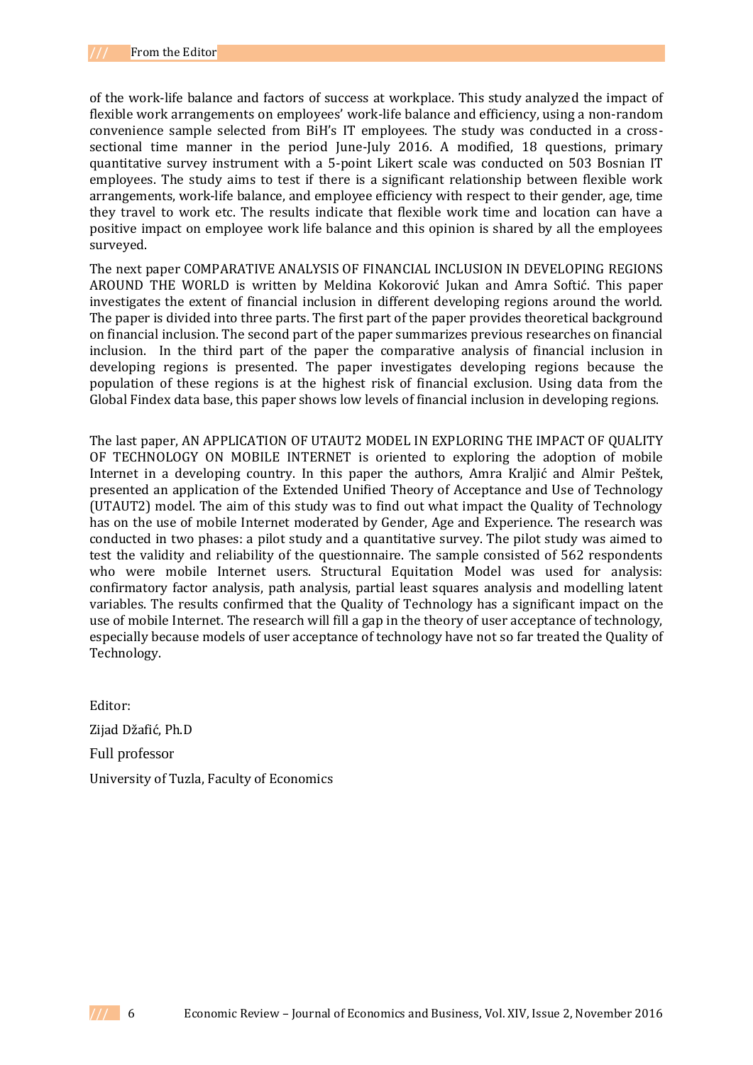of the work-life balance and factors of success at workplace. This study analyzed the impact of flexible work arrangements on employees' work-life balance and efficiency, using a non-random convenience sample selected from BiH's IT employees. The study was conducted in a cross-sectional time manner in the period June-July 2016. A modified, 18 questions, primary quantitative survey instrument with a 5-point Likert scale was conducted on 503 Bosnian IT employees. The study aims to test if there is a significant relationship between flexible work arrangements, work-life balance, and employee efficiency with respect to their gender, age, time they travel to work etc. The results indicate that flexible work time and location can have a positive impact on employee work life balance and this opinion is shared by all the employees surveyed.

The next paper COMPARATIVE ANALYSIS OF FINANCIAL INCLUSION IN DEVELOPING REGIONS AROUND THE WORLD is written by Meldina Kokorović Jukan and Amra Softić. This paper investigates the extent of financial inclusion in different developing regions around the world. The paper is divided into three parts. The first part of the paper provides theoretical background on financial inclusion. The second part of the paper summarizes previous researches on financial inclusion. In the third part of the paper the comparative analysis of financial inclusion in developing regions is presented. The paper investigates developing regions because the population of these regions is at the highest risk of financial exclusion. Using data from the Global Findex data base, this paper shows low levels of financial inclusion in developing regions.

The last paper, AN APPLICATION OF UTAUT2 MODEL IN EXPLORING THE IMPACT OF QUALITY OF TECHNOLOGY ON MOBILE INTERNET is oriented to exploring the adoption of mobile Internet in a developing country. In this paper the authors, Amra Kraljić and Almir Peštek, presented an application of the Extended Unified Theory of Acceptance and Use of Technology (UTAUT2) model. The aim of this study was to find out what impact the Quality of Technology has on the use of mobile Internet moderated by Gender, Age and Experience. The research was conducted in two phases: a pilot study and a quantitative survey. The pilot study was aimed to test the validity and reliability of the questionnaire. The sample consisted of 562 respondents who were mobile Internet users. Structural Equitation Model was used for analysis: confirmatory factor analysis, path analysis, partial least squares analysis and modelling latent variables. The results confirmed that the Quality of Technology has a significant impact on the use of mobile Internet. The research will fill a gap in the theory of user acceptance of technology, especially because models of user acceptance of technology have not so far treated the Quality of Technology.

Editor:

Zijad Džafić, Ph.D

Full professor

University of Tuzla, Faculty of Economics